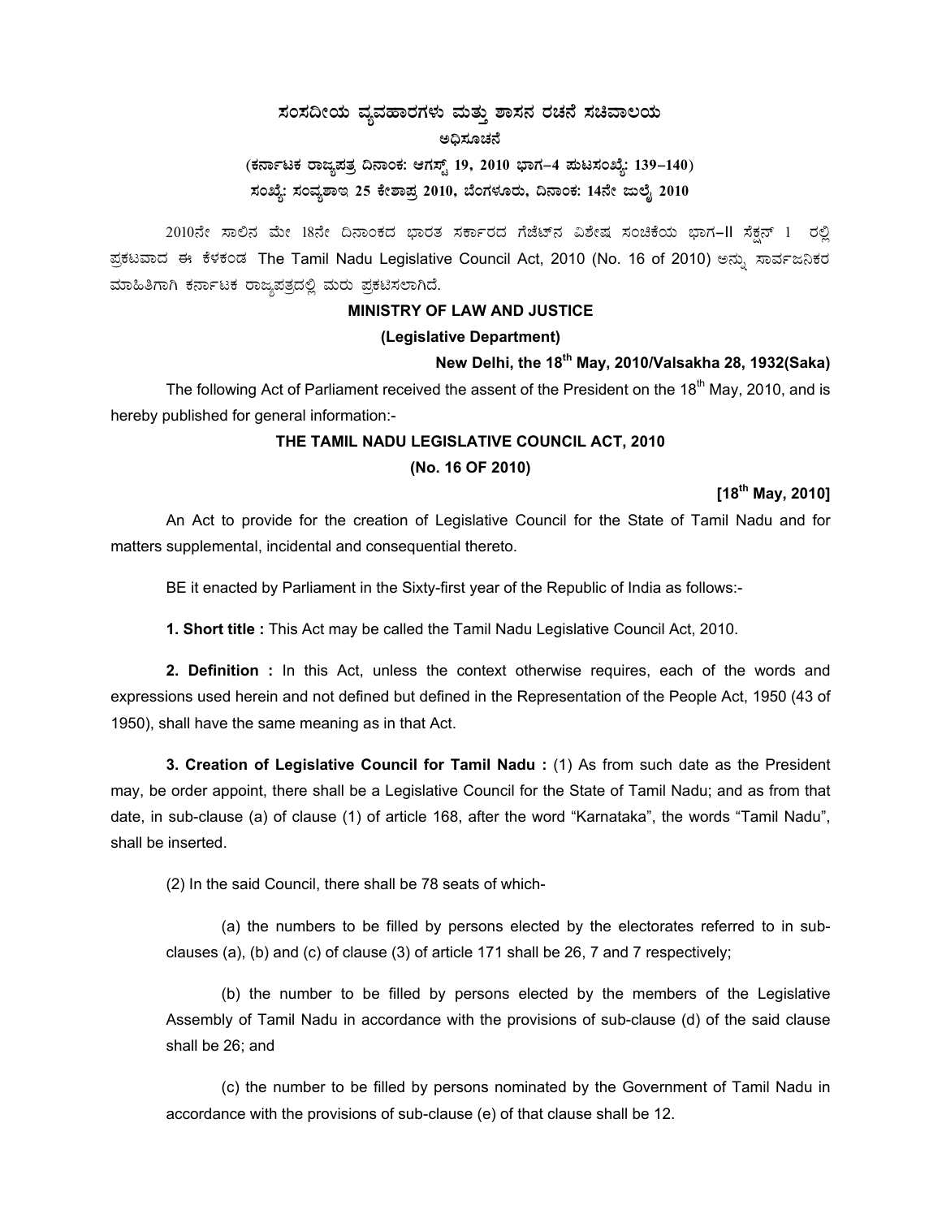# ಸಂಸದೀಯ ವ್ಯವಹಾರಗಳು ಮತ್ತು ಶಾಸನ ರಚನೆ ಸಚಿವಾಲಯ

## ಅಧಿಸೂಚನೆ

**(ಕರ್ನಾಟಕ ರಾಜ್ಯಪತ್ರ ದಿನಾಂಕ: ಆಗಸ್ಟ್ 19, 2010 ಭಾಗ–4 ಪುಟಸಂಖ್ಯೆ: 139–140)**

**ಸಂಖ್ಯೆ: ಸಂವ್ಯಶಾಇ 25 ಕೇಶಾಪ್ರ 2010, ಬೆಂಗಳೂರು, ದಿನಾಂಕ: 14ನೇ ಜುಲೈ 2010**

2010ನೇ ಸಾಲಿನ ಮೇ 18ನೇ ದಿನಾಂಕದ ಭಾರತ ಸರ್ಕಾರದ ಗೆಜೆಟ್‌ನ ವಿಶೇಷ ಸಂಚಿಕೆಯ ಭಾಗ–II ಸೆಕ್ಷನ್ 1 ರಲ್ಲಿ ಪ್ರಕಟವಾದ ಈ ಕೆಳಕಂಡ The Tamil Nadu Legislative Council Act, 2010 (No. 16 of 2010) ಅನ್ನು ಸಾರ್ವಜನಿಕರ ಮಾಹಿತಿಗಾಗಿ ಕರ್ನಾಟಕ ರಾಜ್ಯಪತ್ರದಲ್ಲಿ ಮರು ಪ್ರಕಟಿಸಲಾಗಿದೆ.

**MINISTRY OF LAW AND JUSTICE**

**(Legislative Department)**

**New Delhi, the 18th May, 2010/Valsakha 28, 1932(Saka)**

The following Act of Parliament received the assent of the President on the 18th May, 2010, and is hereby published for general information:-

## THE TAMIL NADU LEGISLATIVE COUNCIL ACT, 2010

**(No. 16 OF 2010)**

**[18th May, 2010]**

An Act to provide for the creation of Legislative Council for the State of Tamil Nadu and for matters supplemental, incidental and consequential thereto.

BE it enacted by Parliament in the Sixty-first year of the Republic of India as follows:-

**1. Short title :** This Act may be called the Tamil Nadu Legislative Council Act, 2010.

**2. Definition :** In this Act, unless the context otherwise requires, each of the words and expressions used herein and not defined but defined in the Representation of the People Act, 1950 (43 of 1950), shall have the same meaning as in that Act.

**3. Creation of Legislative Council for Tamil Nadu :** (1) As from such date as the President may, be order appoint, there shall be a Legislative Council for the State of Tamil Nadu; and as from that date, in sub-clause (a) of clause (1) of article 168, after the word "Karnataka", the words "Tamil Nadu", shall be inserted.

(2) In the said Council, there shall be 78 seats of which-

(a) the numbers to be filled by persons elected by the electorates referred to in sub-clauses (a), (b) and (c) of clause (3) of article 171 shall be 26, 7 and 7 respectively;

(b) the number to be filled by persons elected by the members of the Legislative Assembly of Tamil Nadu in accordance with the provisions of sub-clause (d) of the said clause shall be 26; and

(c) the number to be filled by persons nominated by the Government of Tamil Nadu in accordance with the provisions of sub-clause (e) of that clause shall be 12.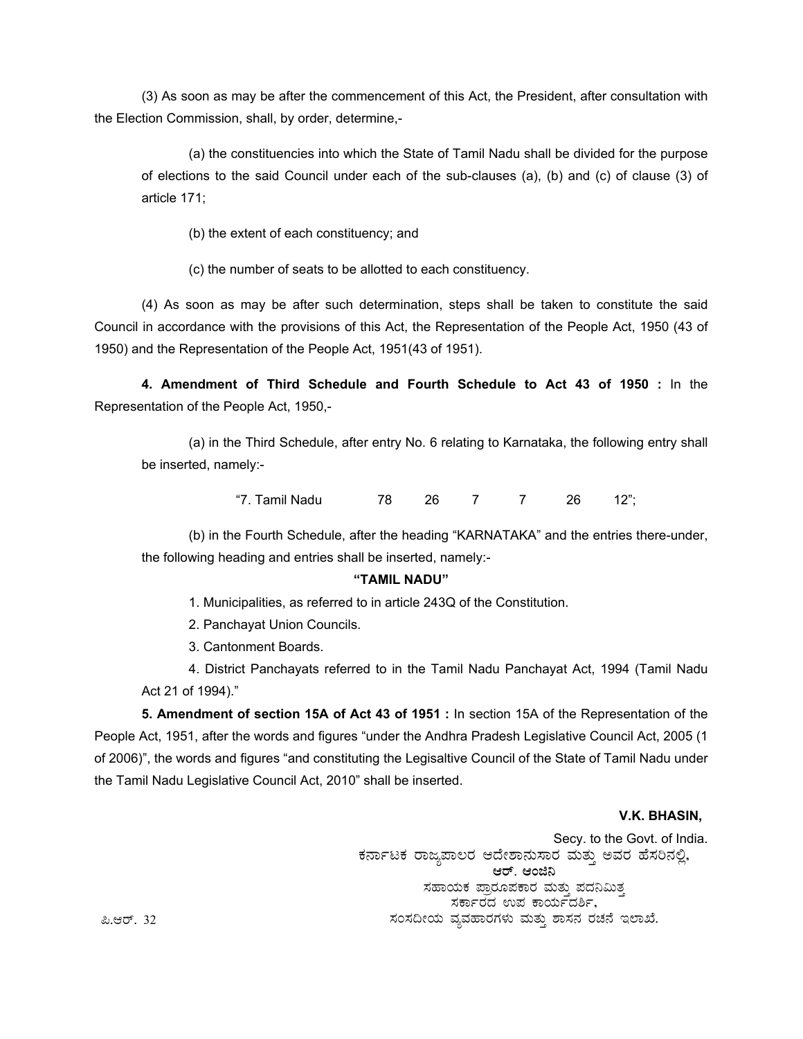(3) As soon as may be after the commencement of this Act, the President, after consultation with the Election Commission, shall, by order, determine,-

(a) the constituencies into which the State of Tamil Nadu shall be divided for the purpose of elections to the said Council under each of the sub-clauses (a), (b) and (c) of clause (3) of article 171;

(b) the extent of each constituency; and

(c) the number of seats to be allotted to each constituency.

(4) As soon as may be after such determination, steps shall be taken to constitute the said Council in accordance with the provisions of this Act, the Representation of the People Act, 1950 (43 of 1950) and the Representation of the People Act, 1951(43 of 1951).

**4. Amendment of Third Schedule and Fourth Schedule to Act 43 of 1950 :** In the Representation of the People Act, 1950,-

(a) in the Third Schedule, after entry No. 6 relating to Karnataka, the following entry shall be inserted, namely:-

| | | | | | | |
|---|---|---|---|---|---|---|
| "7. Tamil Nadu | 78 | 26 | 7 | 7 | 26 | 12"; |

(b) in the Fourth Schedule, after the heading "KARNATAKA" and the entries there-under, the following heading and entries shall be inserted, namely:-

**"TAMIL NADU"**

1. Municipalities, as referred to in article 243Q of the Constitution.
2. Panchayat Union Councils.
3. Cantonment Boards.
4. District Panchayats referred to in the Tamil Nadu Panchayat Act, 1994 (Tamil Nadu Act 21 of 1994)."

**5. Amendment of section 15A of Act 43 of 1951 :** In section 15A of the Representation of the People Act, 1951, after the words and figures "under the Andhra Pradesh Legislative Council Act, 2005 (1 of 2006)", the words and figures "and constituting the Legisaltive Council of the State of Tamil Nadu under the Tamil Nadu Legislative Council Act, 2010" shall be inserted.

**V.K. BHASIN,**

Secy. to the Govt. of India.

ಕರ್ನಾಟಕ ರಾಜ್ಯಪಾಲರ ಆದೇಶಾನುಸಾರ ಮತ್ತು ಅವರ ಹೆಸರಿನಲ್ಲಿ,

**ಆರ್. ಆಂಜಿನಿ**

ಸಹಾಯಕ ಪ್ರಾರೂಪಕಾರ ಮತ್ತು ಪದನಿಮಿತ್ತ

ಸರ್ಕಾರದ ಉಪ ಕಾರ್ಯದರ್ಶಿ,

ಸಂಸದೀಯ ವ್ಯವಹಾರಗಳು ಮತ್ತು ಶಾಸನ ರಚನೆ ಇಲಾಖೆ.

ಪಿ.ಆರ್. 32